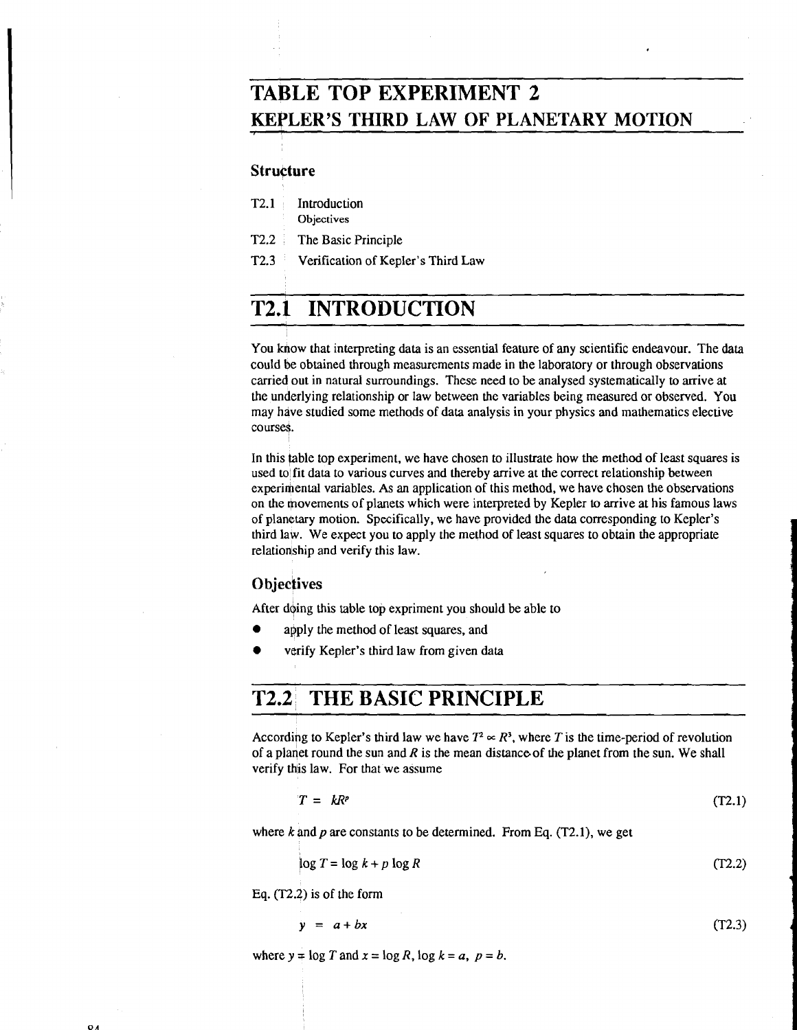# TABLE TOP EXPERIMENT 2

## KEPLER'S THIRD LAW OF PLANETARY MOTION

### Structure

T2.1 Introduction
Objectives

T2.2 The Basic Principle

T2.3 Verification of Kepler's Third Law

## T2.1 INTRODUCTION

You know that interpreting data is an essential feature of any scientific endeavour. The data could be obtained through measurements made in the laboratory or through observations carried out in natural surroundings. These need to be analysed systematically to arrive at the underlying relationship or law between the variables being measured or observed. You may have studied some methods of data analysis in your physics and mathematics elective courses.

In this table top experiment, we have chosen to illustrate how the method of least squares is used to fit data to various curves and thereby arrive at the correct relationship between experimental variables. As an application of this method, we have chosen the observations on the movements of planets which were interpreted by Kepler to arrive at his famous laws of planetary motion. Specifically, we have provided the data corresponding to Kepler's third law. We expect you to apply the method of least squares to obtain the appropriate relationship and verify this law.

### Objectives

After doing this table top expriment you should be able to

- apply the method of least squares, and
- verify Kepler's third law from given data

## T2.2 THE BASIC PRINCIPLE

According to Kepler's third law we have $T^2 \propto R^3$, where $T$ is the time-period of revolution of a planet round the sun and $R$ is the mean distance of the planet from the sun. We shall verify this law. For that we assume

$$T = kR^p \qquad \text{(T2.1)}$$

where $k$ and $p$ are constants to be determined. From Eq. (T2.1), we get

$$\log T = \log k + p \log R \qquad \text{(T2.2)}$$

Eq. (T2.2) is of the form

$$y = a + bx \qquad \text{(T2.3)}$$

where $y = \log T$ and $x = \log R$, $\log k = a$, $p = b$.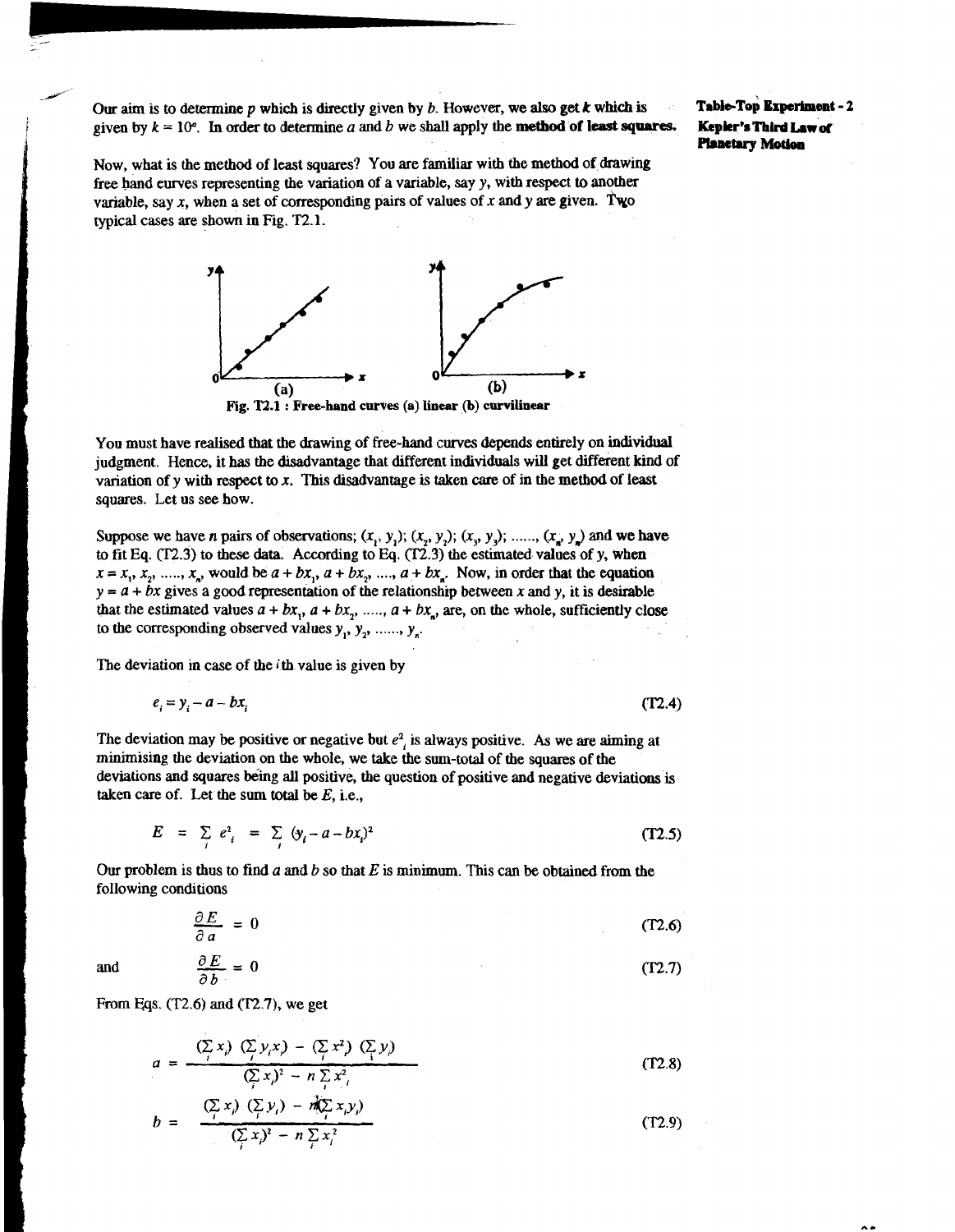Our aim is to determine $p$ which is directly given by $b$. However, we also get $k$ which is given by $k = 10^a$. In order to determine $a$ and $b$ we shall apply the **method of least squares.**

Now, what is the method of least squares? You are familiar with the method of drawing free hand curves representing the variation of a variable, say $y$, with respect to another variable, say $x$, when a set of corresponding pairs of values of $x$ and $y$ are given. Two typical cases are shown in Fig. T2.1.

y
0
x
(a)
y
0
x
(b)

**Fig. T2.1 : Free-hand curves (a) linear (b) curvilinear**

You must have realised that the drawing of free-hand curves depends entirely on individual judgment. Hence, it has the disadvantage that different individuals will get different kind of variation of y with respect to x. This disadvantage is taken care of in the method of least squares. Let us see how.

Suppose we have $n$ pairs of observations; $(x_1, y_1)$; $(x_2, y_2)$; $(x_3, y_3)$; ......, $(x_n, y_n)$ and we have to fit Eq. (T2.3) to these data. According to Eq. (T2.3) the estimated values of y, when $x = x_1, x_2, ....., x_n$, would be $a + bx_1, a + bx_2, ...., a + bx_n$. Now, in order that the equation $y = a + bx$ gives a good representation of the relationship between $x$ and $y$, it is desirable that the estimated values $a + bx_1, a + bx_2, ....., a + bx_n$ are, on the whole, sufficiently close to the corresponding observed values $y_1, y_2, ......, y_n$.

The deviation in case of the $i$th value is given by

$$e_i = y_i - a - bx_i \tag{T2.4}$$

The deviation may be positive or negative but $e^2_i$ is always positive. As we are aiming at minimising the deviation on the whole, we take the sum-total of the squares of the deviations and squares being all positive, the question of positive and negative deviations is taken care of. Let the sum total be $E$, i.e.,

$$E = \sum_i e^2_i = \sum_i (y_i - a - bx_i)^2 \tag{T2.5}$$

Our problem is thus to find $a$ and $b$ so that $E$ is minimum. This can be obtained from the following conditions

$$\frac{\partial E}{\partial a} = 0 \tag{T2.6}$$

and

$$\frac{\partial E}{\partial b} = 0 \tag{T2.7}$$

From Eqs. (T2.6) and (T2.7), we get

$$a = \frac{(\sum_i x_i)(\sum_i y_i x_i) - (\sum_i x^2_i)(\sum_i y_i)}{(\sum_i x_i)^2 - n \sum_i x^2_i} \tag{T2.8}$$

$$b = \frac{(\sum_i x_i)(\sum_i y_i) - n(\sum_i x_i y_i)}{(\sum_i x_i)^2 - n \sum_i x^2_i} \tag{T2.9}$$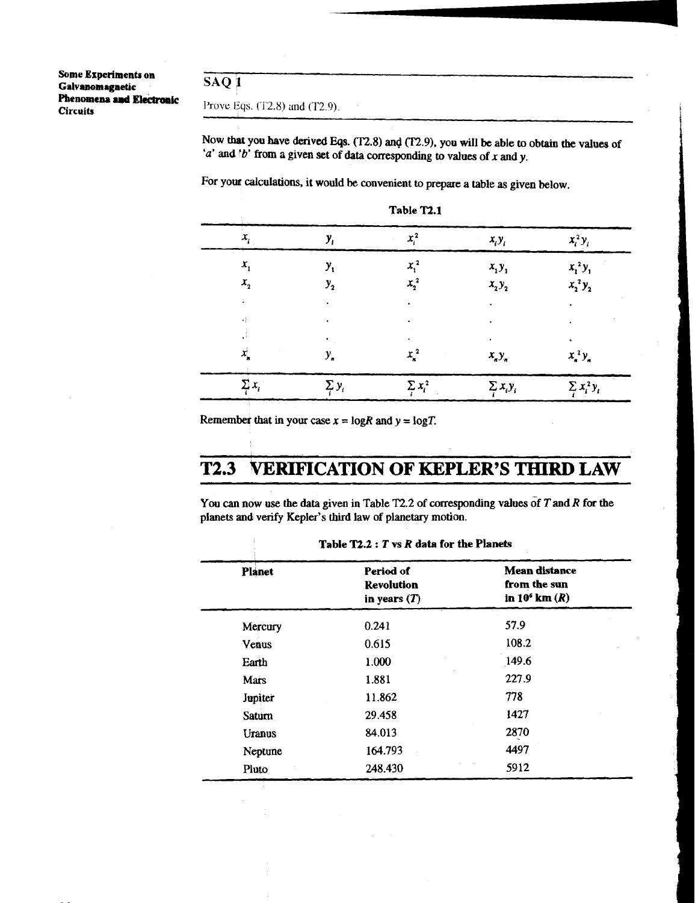## SAQ 1

Prove Eqs. (T2.8) and (T2.9).

Now that you have derived Eqs. (T2.8) and (T2.9), you will be able to obtain the values of '$a$' and '$b$' from a given set of data corresponding to values of $x$ and $y$.

For your calculations, it would be convenient to prepare a table as given below.

**Table T2.1**

| $x_i$ | $y_i$ | $x_i^2$ | $x_i y_i$ | $x_i^2 y_i$ |
|---|---|---|---|---|
| $x_1$ | $y_1$ | $x_1^2$ | $x_1 y_1$ | $x_1^2 y_1$ |
| $x_2$ | $y_2$ | $x_2^2$ | $x_2 y_2$ | $x_2^2 y_2$ |
| . | . | . | . | . |
| . | . | . | . | . |
| . | . | . | . | . |
| $x_n$ | $y_n$ | $x_n^2$ | $x_n y_n$ | $x_n^2 y_n$ |
| $\sum_i x_i$ | $\sum_i y_i$ | $\sum_i x_i^2$ | $\sum_i x_i y_i$ | $\sum_i x_i^2 y_i$ |

Remember that in your case $x = \log R$ and $y = \log T$.

# T2.3 VERIFICATION OF KEPLER'S THIRD LAW

You can now use the data given in Table T2.2 of corresponding values of $T$ and $R$ for the planets and verify Kepler's third law of planetary motion.

**Table T2.2 : $T$ vs $R$ data for the Planets**

| Planet | Period of Revolution in years ($T$) | Mean distance from the sun in $10^6$ km ($R$) |
|---|---|---|
| Mercury | 0.241 | 57.9 |
| Venus | 0.615 | 108.2 |
| Earth | 1.000 | 149.6 |
| Mars | 1.881 | 227.9 |
| Jupiter | 11.862 | 778 |
| Saturn | 29.458 | 1427 |
| Uranus | 84.013 | 2870 |
| Neptune | 164.793 | 4497 |
| Pluto | 248.430 | 5912 |